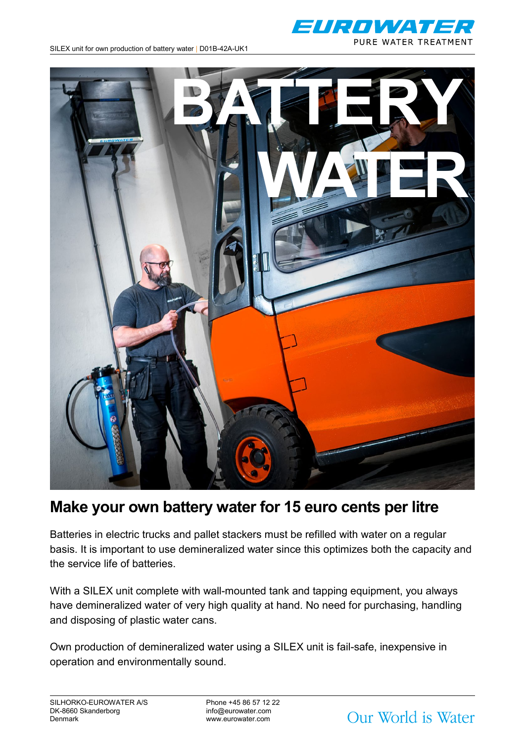# BATTERY WATER

## Make your own battery water for 15 euro cents per litre

Batteries in electric trucks and pallet stackers must be refilled with water on a regular basis. It is important to use demineralized water since this optimizes both the capacity and the service life of batteries.

With a SILEX unit complete with wall-mounted tank and tapping equipment, you always have demineralized water of very high quality at hand. No need for purchasing, handling and disposing of plastic water cans.

Own production of demineralized water using a SILEX unit is fail-safe, inexpensive in operation and environmentally sound.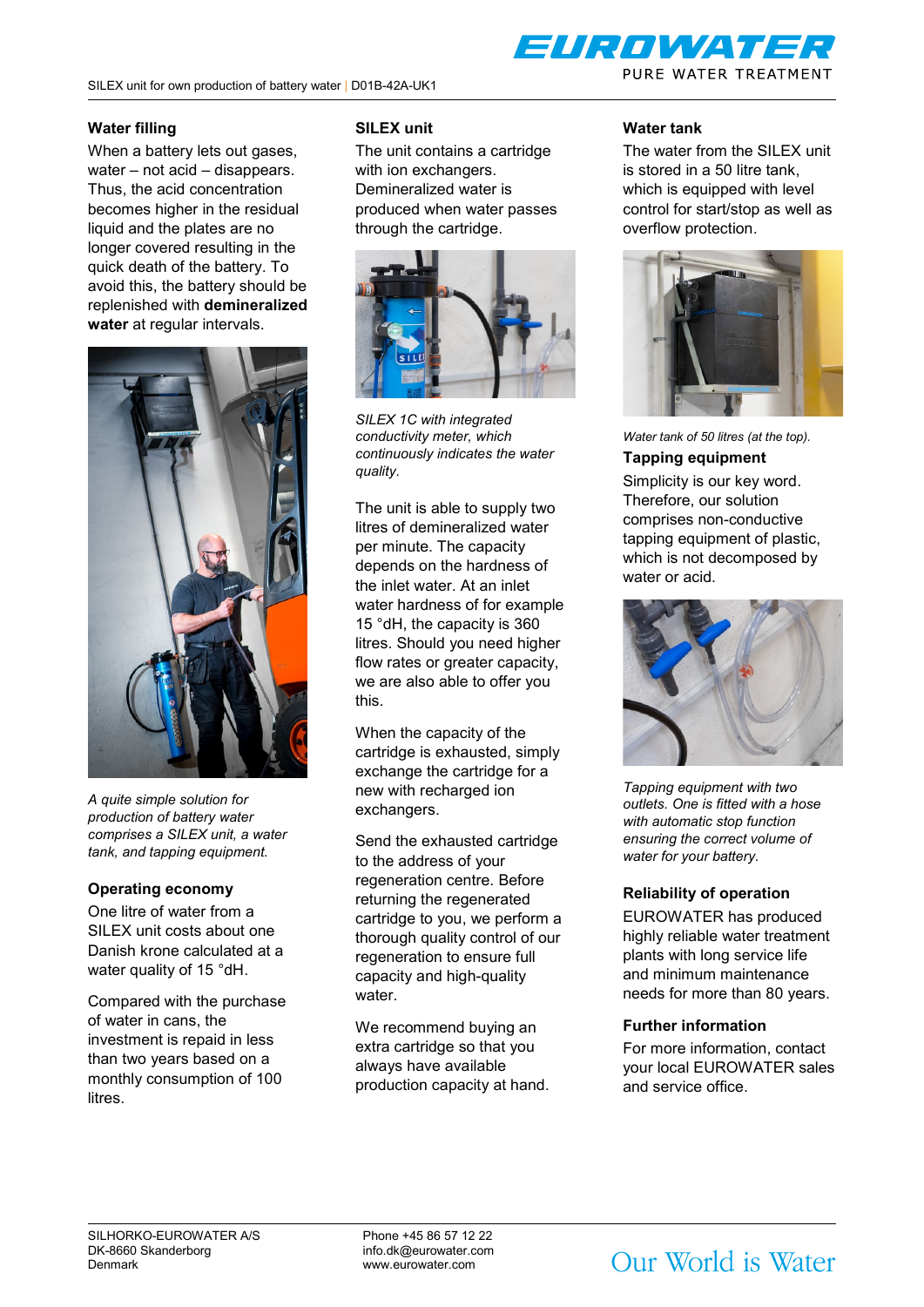## Water filling

When a battery lets out gases, water – not acid – disappears. Thus, the acid concentration becomes higher in the residual liquid and the plates are no longer covered resulting in the quick death of the battery. To avoid this, the battery should be replenished with **demineralized water** at regular intervals.

*A quite simple solution for production of battery water comprises a SILEX unit, a water tank, and tapping equipment.*

## Operating economy

One litre of water from a SILEX unit costs about one Danish krone calculated at a water quality of 15 °dH.

Compared with the purchase of water in cans, the investment is repaid in less than two years based on a monthly consumption of 100 litres.

## SILEX unit

The unit contains a cartridge with ion exchangers. Demineralized water is produced when water passes through the cartridge.

*SILEX 1C with integrated conductivity meter, which continuously indicates the water quality.*

The unit is able to supply two litres of demineralized water per minute. The capacity depends on the hardness of the inlet water. At an inlet water hardness of for example 15 °dH, the capacity is 360 litres. Should you need higher flow rates or greater capacity, we are also able to offer you this.

When the capacity of the cartridge is exhausted, simply exchange the cartridge for a new with recharged ion exchangers.

Send the exhausted cartridge to the address of your regeneration centre. Before returning the regenerated cartridge to you, we perform a thorough quality control of our regeneration to ensure full capacity and high-quality water.

We recommend buying an extra cartridge so that you always have available production capacity at hand.

## Water tank

The water from the SILEX unit is stored in a 50 litre tank, which is equipped with level control for start/stop as well as overflow protection.

*Water tank of 50 litres (at the top).*

## Tapping equipment

Simplicity is our key word. Therefore, our solution comprises non-conductive tapping equipment of plastic, which is not decomposed by water or acid.

*Tapping equipment with two outlets. One is fitted with a hose with automatic stop function ensuring the correct volume of water for your battery.*

## Reliability of operation

EUROWATER has produced highly reliable water treatment plants with long service life and minimum maintenance needs for more than 80 years.

## Further information

For more information, contact your local EUROWATER sales and service office.